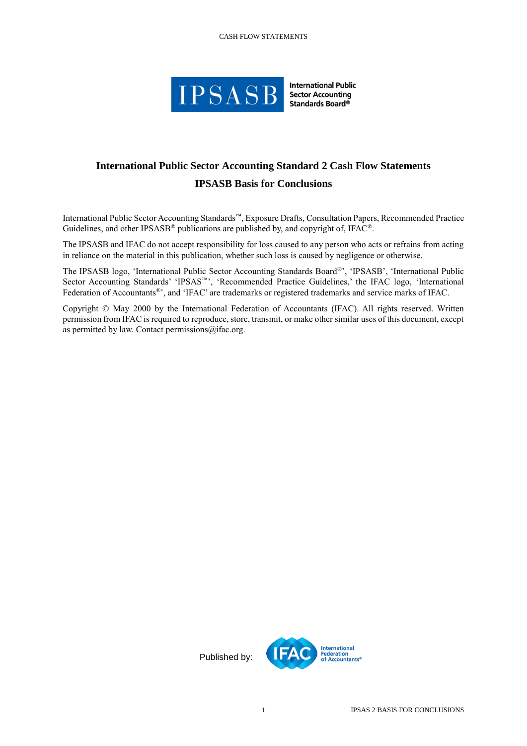# International Public Sector Accounting Standard 2 Cash Flow Statements

## IPSASB Basis for Conclusions

International Public Sector Accounting Standards™, Exposure Drafts, Consultation Papers, Recommended Practice Guidelines, and other IPSASB® publications are published by, and copyright of, IFAC®.

The IPSASB and IFAC do not accept responsibility for loss caused to any person who acts or refrains from acting in reliance on the material in this publication, whether such loss is caused by negligence or otherwise.

The IPSASB logo, 'International Public Sector Accounting Standards Board®', 'IPSASB', 'International Public Sector Accounting Standards' 'IPSAS™', 'Recommended Practice Guidelines,' the IFAC logo, 'International Federation of Accountants®', and 'IFAC' are trademarks or registered trademarks and service marks of IFAC.

Copyright © May 2000 by the International Federation of Accountants (IFAC). All rights reserved. Written permission from IFAC is required to reproduce, store, transmit, or make other similar uses of this document, except as permitted by law. Contact permissions@ifac.org.

Published by: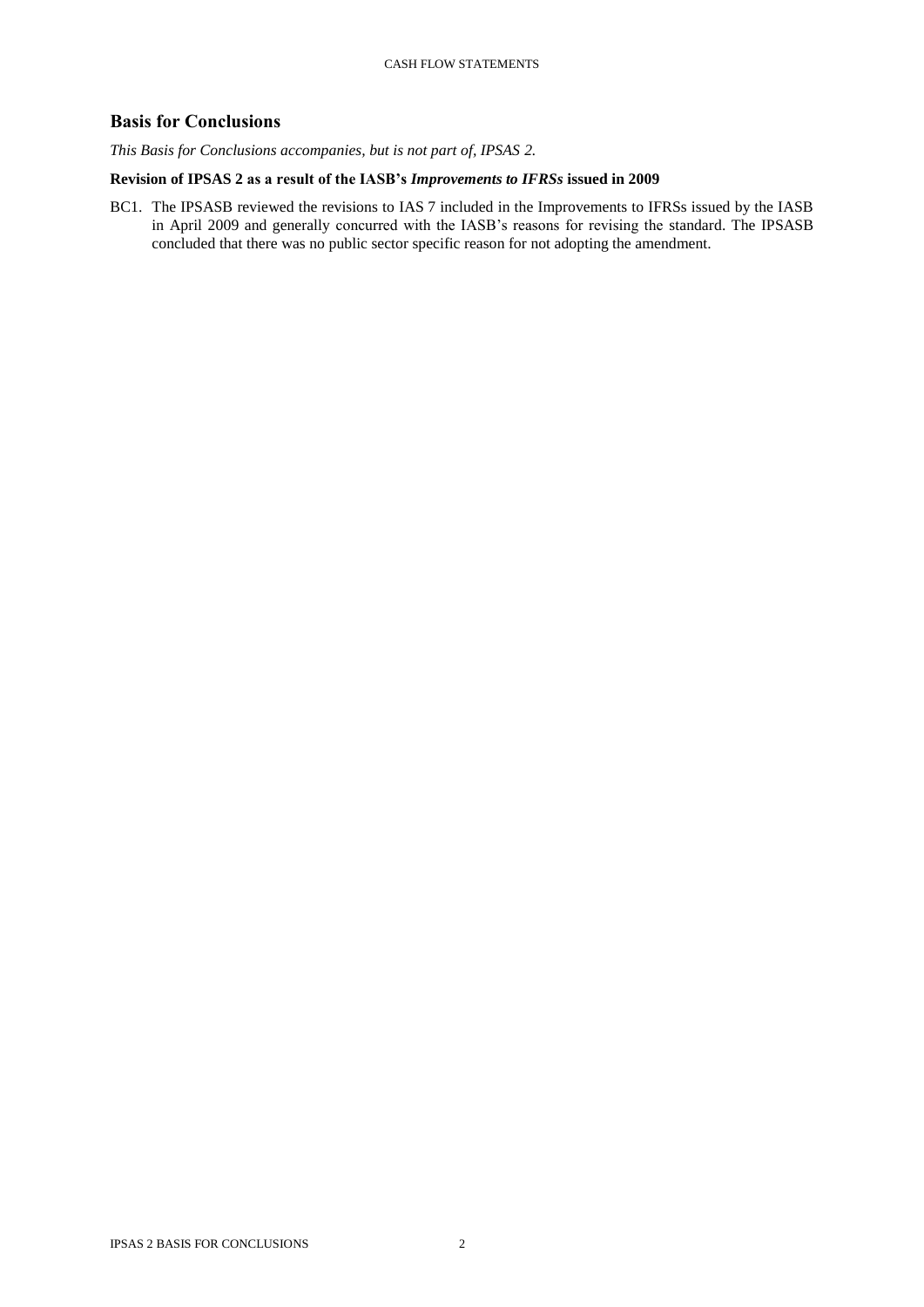## Basis for Conclusions

*This Basis for Conclusions accompanies, but is not part of, IPSAS 2.*

**Revision of IPSAS 2 as a result of the IASB's *Improvements to IFRSs* issued in 2009**

BC1. The IPSASB reviewed the revisions to IAS 7 included in the Improvements to IFRSs issued by the IASB in April 2009 and generally concurred with the IASB's reasons for revising the standard. The IPSASB concluded that there was no public sector specific reason for not adopting the amendment.